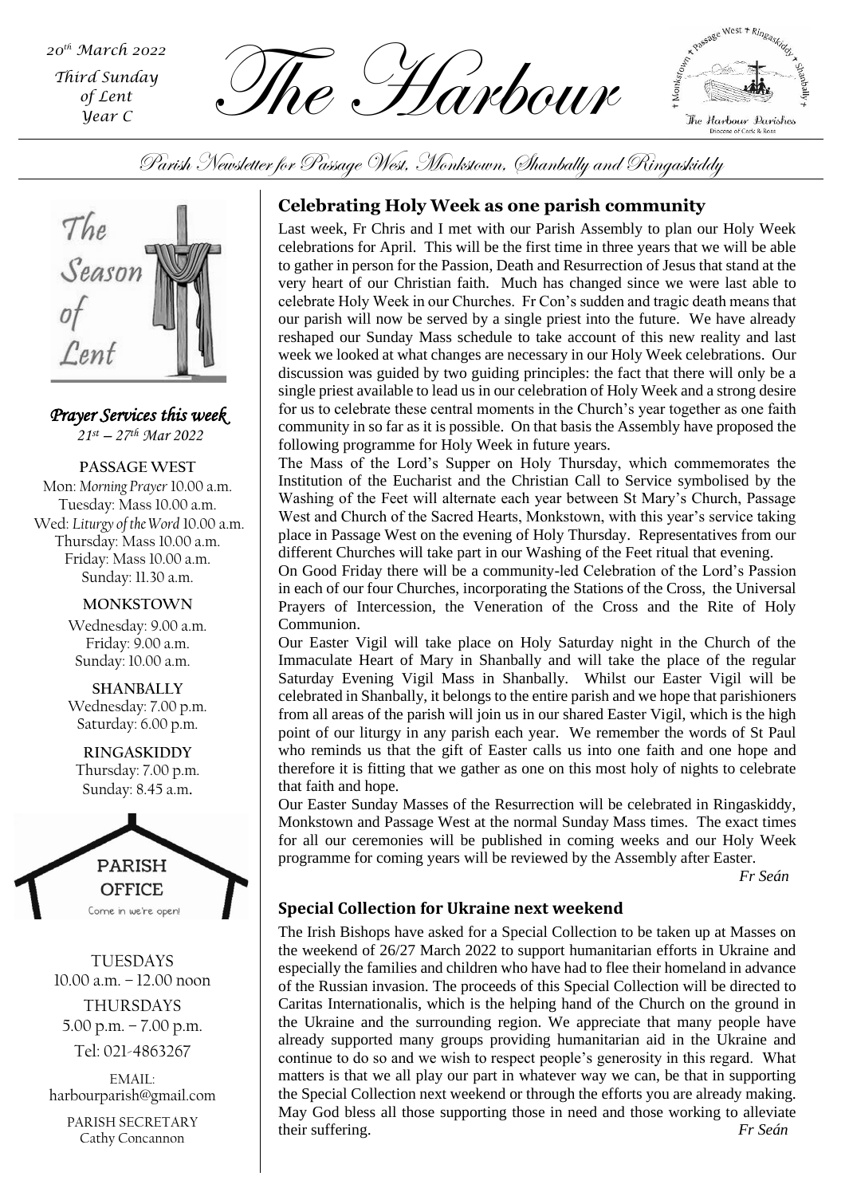*20th March 2022*

*Third Sunday of Lent*

*Year C*

# The Harbour

Parish Newsletter for Passage West, Monkstown, Shanbally and Ringaskiddy

The Season of Lent

***Prayer Services this week***

*21st – 27th Mar 2022*

**PASSAGE WEST**

Mon: *Morning Prayer* 10.00 a.m.
Tuesday: Mass 10.00 a.m.
Wed: *Liturgy of the Word* 10.00 a.m.
Thursday: Mass 10.00 a.m.
Friday: Mass 10.00 a.m.
Sunday: 11.30 a.m.

**MONKSTOWN**

Wednesday: 9.00 a.m.
Friday: 9.00 a.m.
Sunday: 10.00 a.m.

**SHANBALLY**

Wednesday: 7.00 p.m.
Saturday: 6.00 p.m.

**RINGASKIDDY**

Thursday: 7.00 p.m.
Sunday: 8.45 a.m.

**PARISH OFFICE**

Come in we're open!

TUESDAYS
10.00 a.m. – 12.00 noon

THURSDAYS
5.00 p.m. – 7.00 p.m.

Tel: 021-4863267

EMAIL:
harbourparish@gmail.com

PARISH SECRETARY
Cathy Concannon

## Celebrating Holy Week as one parish community

Last week, Fr Chris and I met with our Parish Assembly to plan our Holy Week celebrations for April. This will be the first time in three years that we will be able to gather in person for the Passion, Death and Resurrection of Jesus that stand at the very heart of our Christian faith. Much has changed since we were last able to celebrate Holy Week in our Churches. Fr Con's sudden and tragic death means that our parish will now be served by a single priest into the future. We have already reshaped our Sunday Mass schedule to take account of this new reality and last week we looked at what changes are necessary in our Holy Week celebrations. Our discussion was guided by two guiding principles: the fact that there will only be a single priest available to lead us in our celebration of Holy Week and a strong desire for us to celebrate these central moments in the Church's year together as one faith community in so far as it is possible. On that basis the Assembly have proposed the following programme for Holy Week in future years.

The Mass of the Lord's Supper on Holy Thursday, which commemorates the Institution of the Eucharist and the Christian Call to Service symbolised by the Washing of the Feet will alternate each year between St Mary's Church, Passage West and Church of the Sacred Hearts, Monkstown, with this year's service taking place in Passage West on the evening of Holy Thursday. Representatives from our different Churches will take part in our Washing of the Feet ritual that evening.

On Good Friday there will be a community-led Celebration of the Lord's Passion in each of our four Churches, incorporating the Stations of the Cross, the Universal Prayers of Intercession, the Veneration of the Cross and the Rite of Holy Communion.

Our Easter Vigil will take place on Holy Saturday night in the Church of the Immaculate Heart of Mary in Shanbally and will take the place of the regular Saturday Evening Vigil Mass in Shanbally. Whilst our Easter Vigil will be celebrated in Shanbally, it belongs to the entire parish and we hope that parishioners from all areas of the parish will join us in our shared Easter Vigil, which is the high point of our liturgy in any parish each year. We remember the words of St Paul who reminds us that the gift of Easter calls us into one faith and one hope and therefore it is fitting that we gather as one on this most holy of nights to celebrate that faith and hope.

Our Easter Sunday Masses of the Resurrection will be celebrated in Ringaskiddy, Monkstown and Passage West at the normal Sunday Mass times. The exact times for all our ceremonies will be published in coming weeks and our Holy Week programme for coming years will be reviewed by the Assembly after Easter.

*Fr Seán*

## Special Collection for Ukraine next weekend

The Irish Bishops have asked for a Special Collection to be taken up at Masses on the weekend of 26/27 March 2022 to support humanitarian efforts in Ukraine and especially the families and children who have had to flee their homeland in advance of the Russian invasion. The proceeds of this Special Collection will be directed to Caritas Internationalis, which is the helping hand of the Church on the ground in the Ukraine and the surrounding region. We appreciate that many people have already supported many groups providing humanitarian aid in the Ukraine and continue to do so and we wish to respect people's generosity in this regard. What matters is that we all play our part in whatever way we can, be that in supporting the Special Collection next weekend or through the efforts you are already making. May God bless all those supporting those in need and those working to alleviate their suffering. *Fr Seán*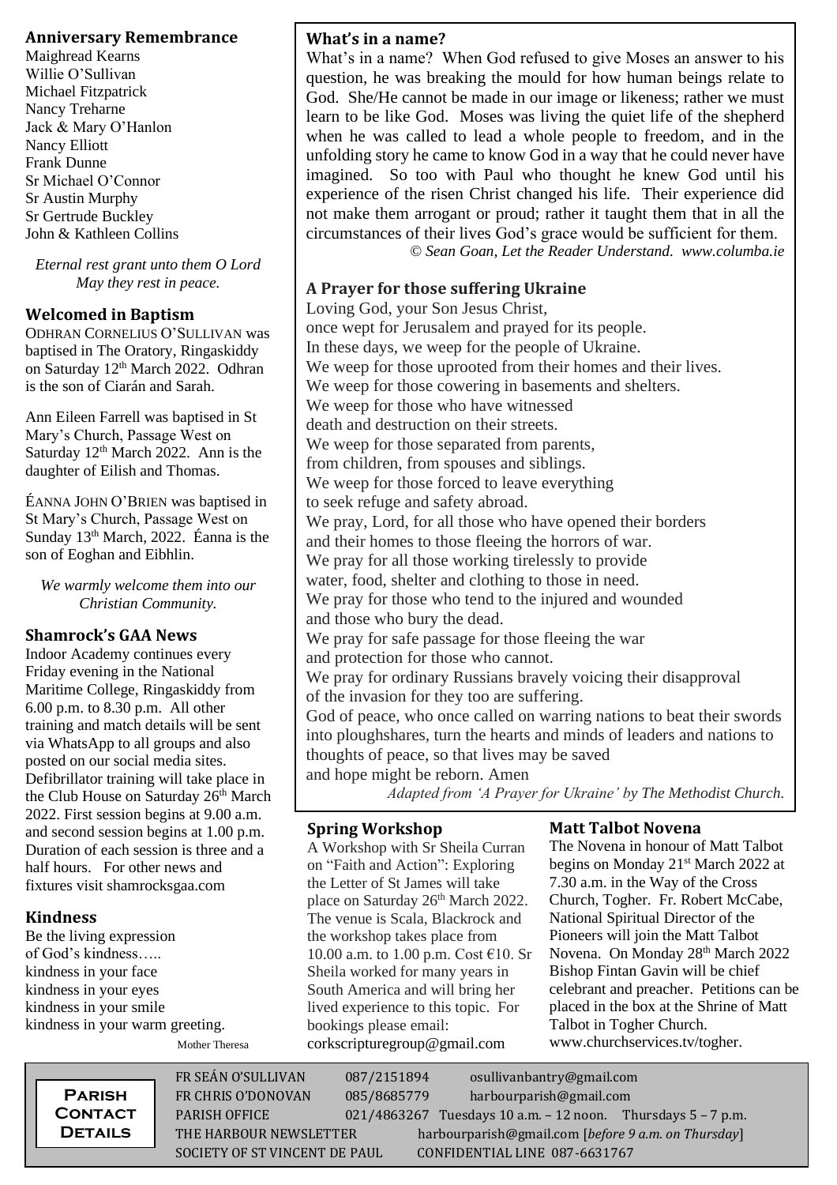## Anniversary Remembrance

Maighread Kearns
Willie O'Sullivan
Michael Fitzpatrick
Nancy Treharne
Jack & Mary O'Hanlon
Nancy Elliott
Frank Dunne
Sr Michael O'Connor
Sr Austin Murphy
Sr Gertrude Buckley
John & Kathleen Collins

*Eternal rest grant unto them O Lord*
*May they rest in peace.*

## Welcomed in Baptism

ODHRAN CORNELIUS O'SULLIVAN was baptised in The Oratory, Ringaskiddy on Saturday 12th March 2022. Odhran is the son of Ciarán and Sarah.

Ann Eileen Farrell was baptised in St Mary's Church, Passage West on Saturday 12th March 2022. Ann is the daughter of Eilish and Thomas.

ÉANNA JOHN O'BRIEN was baptised in St Mary's Church, Passage West on Sunday 13th March, 2022. Éanna is the son of Eoghan and Eibhlin.

*We warmly welcome them into our Christian Community.*

## Shamrock's GAA News

Indoor Academy continues every Friday evening in the National Maritime College, Ringaskiddy from 6.00 p.m. to 8.30 p.m. All other training and match details will be sent via WhatsApp to all groups and also posted on our social media sites. Defibrillator training will take place in the Club House on Saturday 26th March 2022. First session begins at 9.00 a.m. and second session begins at 1.00 p.m. Duration of each session is three and a half hours. For other news and fixtures visit shamrocksgaa.com

## Kindness

Be the living expression
of God's kindness…..
kindness in your face
kindness in your eyes
kindness in your smile
kindness in your warm greeting.

Mother Theresa

## What's in a name?

What's in a name? When God refused to give Moses an answer to his question, he was breaking the mould for how human beings relate to God. She/He cannot be made in our image or likeness; rather we must learn to be like God. Moses was living the quiet life of the shepherd when he was called to lead a whole people to freedom, and in the unfolding story he came to know God in a way that he could never have imagined. So too with Paul who thought he knew God until his experience of the risen Christ changed his life. Their experience did not make them arrogant or proud; rather it taught them that in all the circumstances of their lives God's grace would be sufficient for them.

*© Sean Goan, Let the Reader Understand. www.columba.ie*

## A Prayer for those suffering Ukraine

Loving God, your Son Jesus Christ,
once wept for Jerusalem and prayed for its people.
In these days, we weep for the people of Ukraine.
We weep for those uprooted from their homes and their lives.
We weep for those cowering in basements and shelters.
We weep for those who have witnessed
death and destruction on their streets.
We weep for those separated from parents,
from children, from spouses and siblings.
We weep for those forced to leave everything
to seek refuge and safety abroad.
We pray, Lord, for all those who have opened their borders
and their homes to those fleeing the horrors of war.
We pray for all those working tirelessly to provide
water, food, shelter and clothing to those in need.
We pray for those who tend to the injured and wounded
and those who bury the dead.
We pray for safe passage for those fleeing the war
and protection for those who cannot.
We pray for ordinary Russians bravely voicing their disapproval
of the invasion for they too are suffering.
God of peace, who once called on warring nations to beat their swords into ploughshares, turn the hearts and minds of leaders and nations to thoughts of peace, so that lives may be saved
and hope might be reborn. Amen

*Adapted from 'A Prayer for Ukraine' by The Methodist Church.*

## Spring Workshop

A Workshop with Sr Sheila Curran on "Faith and Action": Exploring the Letter of St James will take place on Saturday 26th March 2022. The venue is Scala, Blackrock and the workshop takes place from 10.00 a.m. to 1.00 p.m. Cost €10. Sr Sheila worked for many years in South America and will bring her lived experience to this topic. For bookings please email: corkscripturegroup@gmail.com

## Matt Talbot Novena

The Novena in honour of Matt Talbot begins on Monday 21st March 2022 at 7.30 a.m. in the Way of the Cross Church, Togher. Fr. Robert McCabe, National Spiritual Director of the Pioneers will join the Matt Talbot Novena. On Monday 28th March 2022 Bishop Fintan Gavin will be chief celebrant and preacher. Petitions can be placed in the box at the Shrine of Matt Talbot in Togher Church. www.churchservices.tv/togher.

## Parish Contact Details

| | | |
|---|---|---|
| FR SEÁN O'SULLIVAN | 087/2151894 | osullivanbantry@gmail.com |
| FR CHRIS O'DONOVAN | 085/8685779 | harbourparish@gmail.com |
| PARISH OFFICE | 021/4863267 | Tuesdays 10 a.m. – 12 noon. Thursdays 5 – 7 p.m. |
| THE HARBOUR NEWSLETTER | | harbourparish@gmail.com [*before 9 a.m. on Thursday*] |
| SOCIETY OF ST VINCENT DE PAUL | | CONFIDENTIAL LINE 087-6631767 |